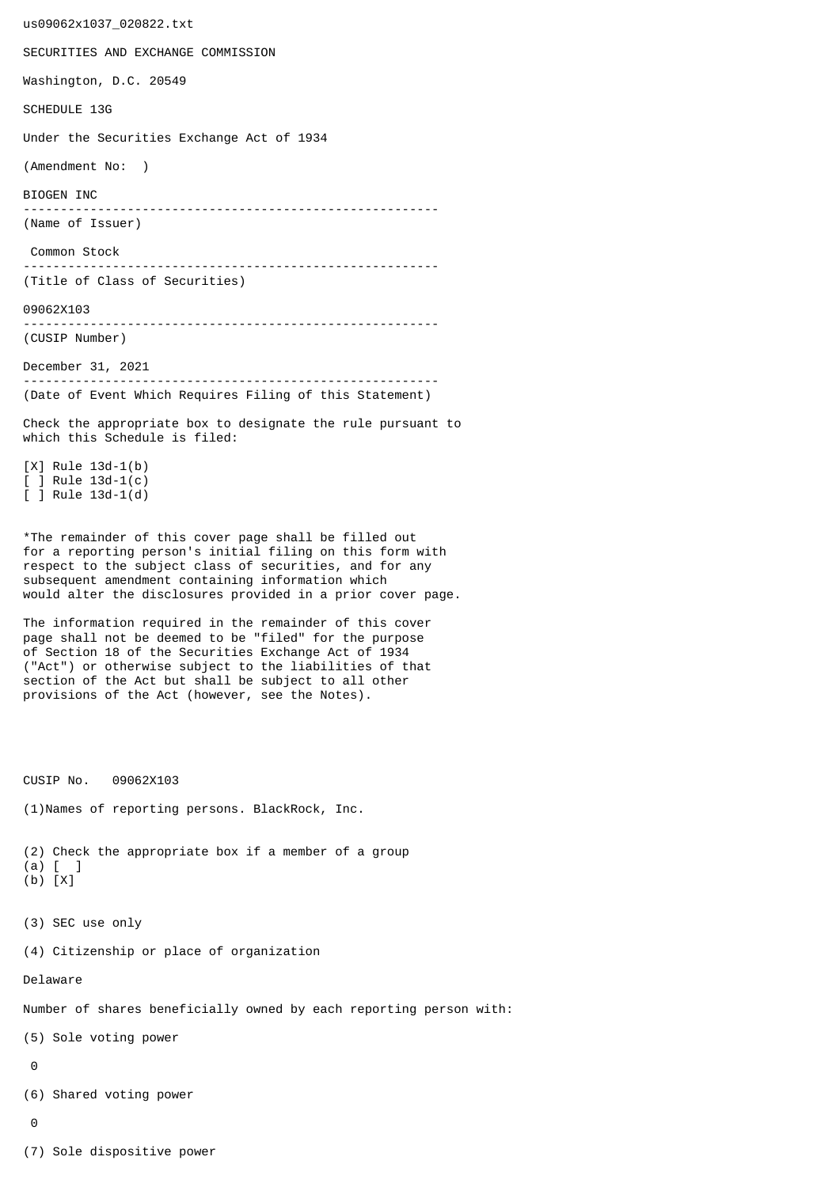us09062x1037_020822.txt

SECURITIES AND EXCHANGE COMMISSION

Washington, D.C. 20549

SCHEDULE 13G

Under the Securities Exchange Act of 1934

(Amendment No:  )

BIOGEN INC

--------------------------------------------------------

(Name of Issuer)

Common Stock

--------------------------------------------------------

(Title of Class of Securities)

09062X103

--------------------------------------------------------

(CUSIP Number)

December 31, 2021

--------------------------------------------------------

(Date of Event Which Requires Filing of this Statement)

Check the appropriate box to designate the rule pursuant to which this Schedule is filed:

[X] Rule 13d-1(b)
[ ] Rule 13d-1(c)
[ ] Rule 13d-1(d)

*The remainder of this cover page shall be filled out for a reporting person's initial filing on this form with respect to the subject class of securities, and for any subsequent amendment containing information which would alter the disclosures provided in a prior cover page.

The information required in the remainder of this cover page shall not be deemed to be "filed" for the purpose of Section 18 of the Securities Exchange Act of 1934 ("Act") or otherwise subject to the liabilities of that section of the Act but shall be subject to all other provisions of the Act (however, see the Notes).

CUSIP No.   09062X103

(1)Names of reporting persons. BlackRock, Inc.

(2) Check the appropriate box if a member of a group
(a) [  ]
(b) [X]

(3) SEC use only

(4) Citizenship or place of organization

Delaware

Number of shares beneficially owned by each reporting person with:

(5) Sole voting power

0

(6) Shared voting power

0

(7) Sole dispositive power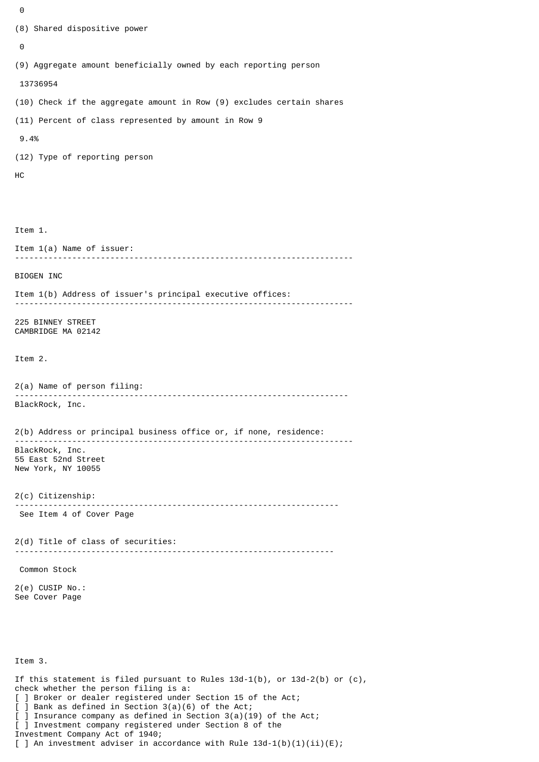0

(8) Shared dispositive power

0

(9) Aggregate amount beneficially owned by each reporting person

13736954

(10) Check if the aggregate amount in Row (9) excludes certain shares

(11) Percent of class represented by amount in Row 9

9.4%

(12) Type of reporting person

HC

Item 1.

Item 1(a) Name of issuer:

---

BIOGEN INC

Item 1(b) Address of issuer's principal executive offices:

---

225 BINNEY STREET
CAMBRIDGE MA 02142

Item 2.

2(a) Name of person filing:

---

BlackRock, Inc.

2(b) Address or principal business office or, if none, residence:

---

BlackRock, Inc.
55 East 52nd Street
New York, NY 10055

2(c) Citizenship:

---

See Item 4 of Cover Page

2(d) Title of class of securities:

---

Common Stock

2(e) CUSIP No.:
See Cover Page

Item 3.

If this statement is filed pursuant to Rules 13d-1(b), or 13d-2(b) or (c), check whether the person filing is a:

[ ] Broker or dealer registered under Section 15 of the Act;
[ ] Bank as defined in Section 3(a)(6) of the Act;
[ ] Insurance company as defined in Section 3(a)(19) of the Act;
[ ] Investment company registered under Section 8 of the Investment Company Act of 1940;
[ ] An investment adviser in accordance with Rule 13d-1(b)(1)(ii)(E);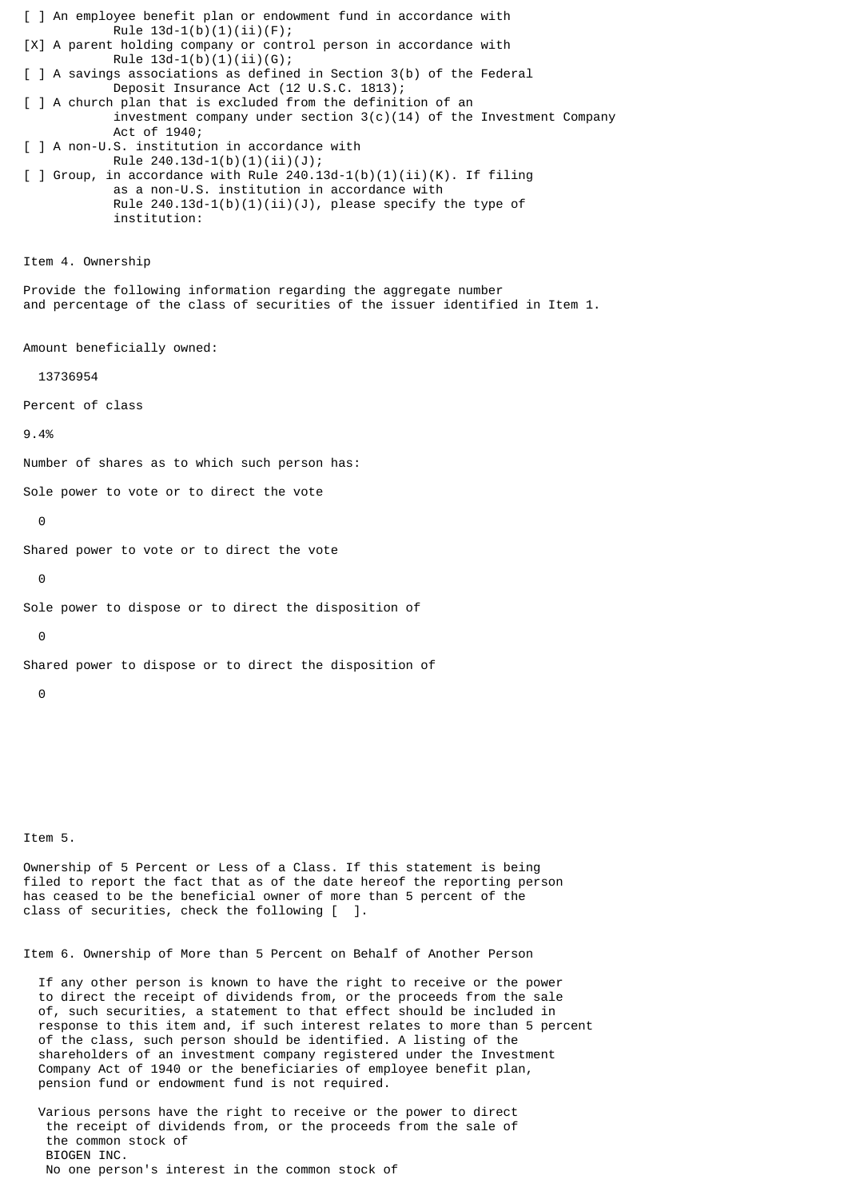[ ] An employee benefit plan or endowment fund in accordance with Rule 13d-1(b)(1)(ii)(F);

[X] A parent holding company or control person in accordance with Rule 13d-1(b)(1)(ii)(G);

[ ] A savings associations as defined in Section 3(b) of the Federal Deposit Insurance Act (12 U.S.C. 1813);

[ ] A church plan that is excluded from the definition of an investment company under section 3(c)(14) of the Investment Company Act of 1940;

[ ] A non-U.S. institution in accordance with Rule 240.13d-1(b)(1)(ii)(J);

[ ] Group, in accordance with Rule 240.13d-1(b)(1)(ii)(K). If filing as a non-U.S. institution in accordance with Rule 240.13d-1(b)(1)(ii)(J), please specify the type of institution:

Item 4. Ownership

Provide the following information regarding the aggregate number and percentage of the class of securities of the issuer identified in Item 1.

Amount beneficially owned:

13736954

Percent of class

9.4%

Number of shares as to which such person has:

Sole power to vote or to direct the vote

0

Shared power to vote or to direct the vote

0

Sole power to dispose or to direct the disposition of

0

Shared power to dispose or to direct the disposition of

0

Item 5.

Ownership of 5 Percent or Less of a Class. If this statement is being filed to report the fact that as of the date hereof the reporting person has ceased to be the beneficial owner of more than 5 percent of the class of securities, check the following [ ].

Item 6. Ownership of More than 5 Percent on Behalf of Another Person

If any other person is known to have the right to receive or the power to direct the receipt of dividends from, or the proceeds from the sale of, such securities, a statement to that effect should be included in response to this item and, if such interest relates to more than 5 percent of the class, such person should be identified. A listing of the shareholders of an investment company registered under the Investment Company Act of 1940 or the beneficiaries of employee benefit plan, pension fund or endowment fund is not required.

Various persons have the right to receive or the power to direct the receipt of dividends from, or the proceeds from the sale of the common stock of BIOGEN INC. No one person's interest in the common stock of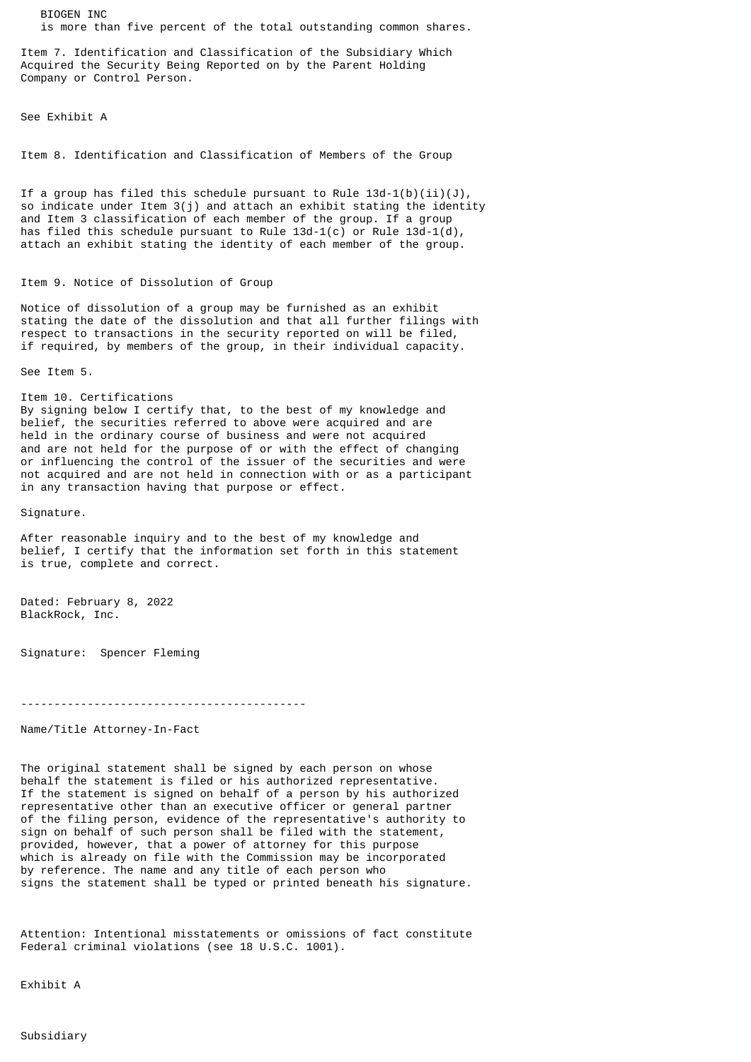BIOGEN INC
is more than five percent of the total outstanding common shares.

Item 7. Identification and Classification of the Subsidiary Which Acquired the Security Being Reported on by the Parent Holding Company or Control Person.

See Exhibit A

Item 8. Identification and Classification of Members of the Group

If a group has filed this schedule pursuant to Rule 13d-1(b)(ii)(J), so indicate under Item 3(j) and attach an exhibit stating the identity and Item 3 classification of each member of the group. If a group has filed this schedule pursuant to Rule 13d-1(c) or Rule 13d-1(d), attach an exhibit stating the identity of each member of the group.

Item 9. Notice of Dissolution of Group

Notice of dissolution of a group may be furnished as an exhibit stating the date of the dissolution and that all further filings with respect to transactions in the security reported on will be filed, if required, by members of the group, in their individual capacity.

See Item 5.

Item 10. Certifications
By signing below I certify that, to the best of my knowledge and belief, the securities referred to above were acquired and are held in the ordinary course of business and were not acquired and are not held for the purpose of or with the effect of changing or influencing the control of the issuer of the securities and were not acquired and are not held in connection with or as a participant in any transaction having that purpose or effect.

Signature.

After reasonable inquiry and to the best of my knowledge and belief, I certify that the information set forth in this statement is true, complete and correct.

Dated: February 8, 2022
BlackRock, Inc.

Signature: Spencer Fleming

-------------------------------------------

Name/Title Attorney-In-Fact

The original statement shall be signed by each person on whose behalf the statement is filed or his authorized representative. If the statement is signed on behalf of a person by his authorized representative other than an executive officer or general partner of the filing person, evidence of the representative's authority to sign on behalf of such person shall be filed with the statement, provided, however, that a power of attorney for this purpose which is already on file with the Commission may be incorporated by reference. The name and any title of each person who signs the statement shall be typed or printed beneath his signature.

Attention: Intentional misstatements or omissions of fact constitute Federal criminal violations (see 18 U.S.C. 1001).

Exhibit A

Subsidiary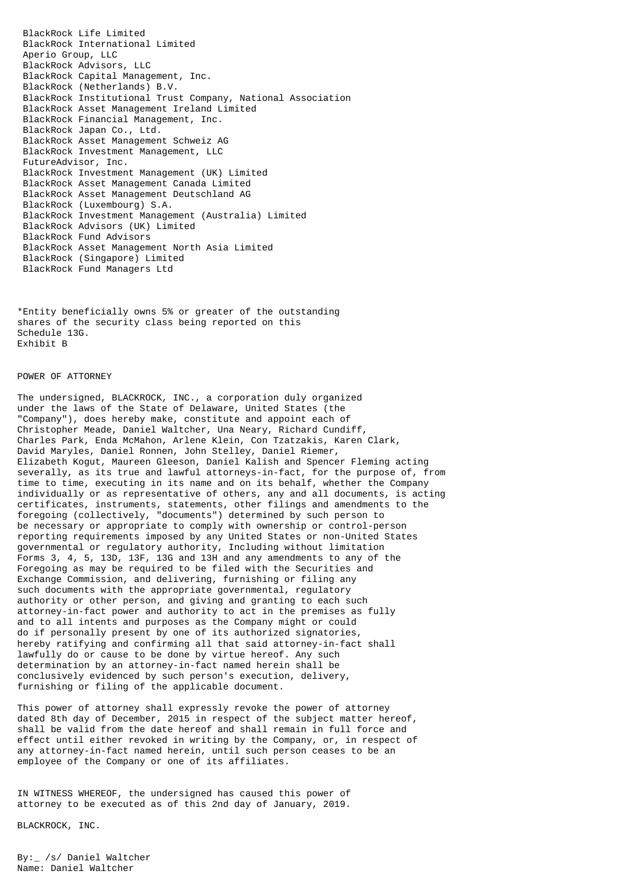BlackRock Life Limited
BlackRock International Limited
Aperio Group, LLC
BlackRock Advisors, LLC
BlackRock Capital Management, Inc.
BlackRock (Netherlands) B.V.
BlackRock Institutional Trust Company, National Association
BlackRock Asset Management Ireland Limited
BlackRock Financial Management, Inc.
BlackRock Japan Co., Ltd.
BlackRock Asset Management Schweiz AG
BlackRock Investment Management, LLC
FutureAdvisor, Inc.
BlackRock Investment Management (UK) Limited
BlackRock Asset Management Canada Limited
BlackRock Asset Management Deutschland AG
BlackRock (Luxembourg) S.A.
BlackRock Investment Management (Australia) Limited
BlackRock Advisors (UK) Limited
BlackRock Fund Advisors
BlackRock Asset Management North Asia Limited
BlackRock (Singapore) Limited
BlackRock Fund Managers Ltd

*Entity beneficially owns 5% or greater of the outstanding shares of the security class being reported on this Schedule 13G.

Exhibit B

POWER OF ATTORNEY

The undersigned, BLACKROCK, INC., a corporation duly organized under the laws of the State of Delaware, United States (the "Company"), does hereby make, constitute and appoint each of Christopher Meade, Daniel Waltcher, Una Neary, Richard Cundiff, Charles Park, Enda McMahon, Arlene Klein, Con Tzatzakis, Karen Clark, David Maryles, Daniel Ronnen, John Stelley, Daniel Riemer, Elizabeth Kogut, Maureen Gleeson, Daniel Kalish and Spencer Fleming acting severally, as its true and lawful attorneys-in-fact, for the purpose of, from time to time, executing in its name and on its behalf, whether the Company individually or as representative of others, any and all documents, is acting certificates, instruments, statements, other filings and amendments to the foregoing (collectively, "documents") determined by such person to be necessary or appropriate to comply with ownership or control-person reporting requirements imposed by any United States or non-United States governmental or regulatory authority, Including without limitation Forms 3, 4, 5, 13D, 13F, 13G and 13H and any amendments to any of the Foregoing as may be required to be filed with the Securities and Exchange Commission, and delivering, furnishing or filing any such documents with the appropriate governmental, regulatory authority or other person, and giving and granting to each such attorney-in-fact power and authority to act in the premises as fully and to all intents and purposes as the Company might or could do if personally present by one of its authorized signatories, hereby ratifying and confirming all that said attorney-in-fact shall lawfully do or cause to be done by virtue hereof. Any such determination by an attorney-in-fact named herein shall be conclusively evidenced by such person's execution, delivery, furnishing or filing of the applicable document.

This power of attorney shall expressly revoke the power of attorney dated 8th day of December, 2015 in respect of the subject matter hereof, shall be valid from the date hereof and shall remain in full force and effect until either revoked in writing by the Company, or, in respect of any attorney-in-fact named herein, until such person ceases to be an employee of the Company or one of its affiliates.

IN WITNESS WHEREOF, the undersigned has caused this power of attorney to be executed as of this 2nd day of January, 2019.

BLACKROCK, INC.

By:_ /s/ Daniel Waltcher
Name: Daniel Waltcher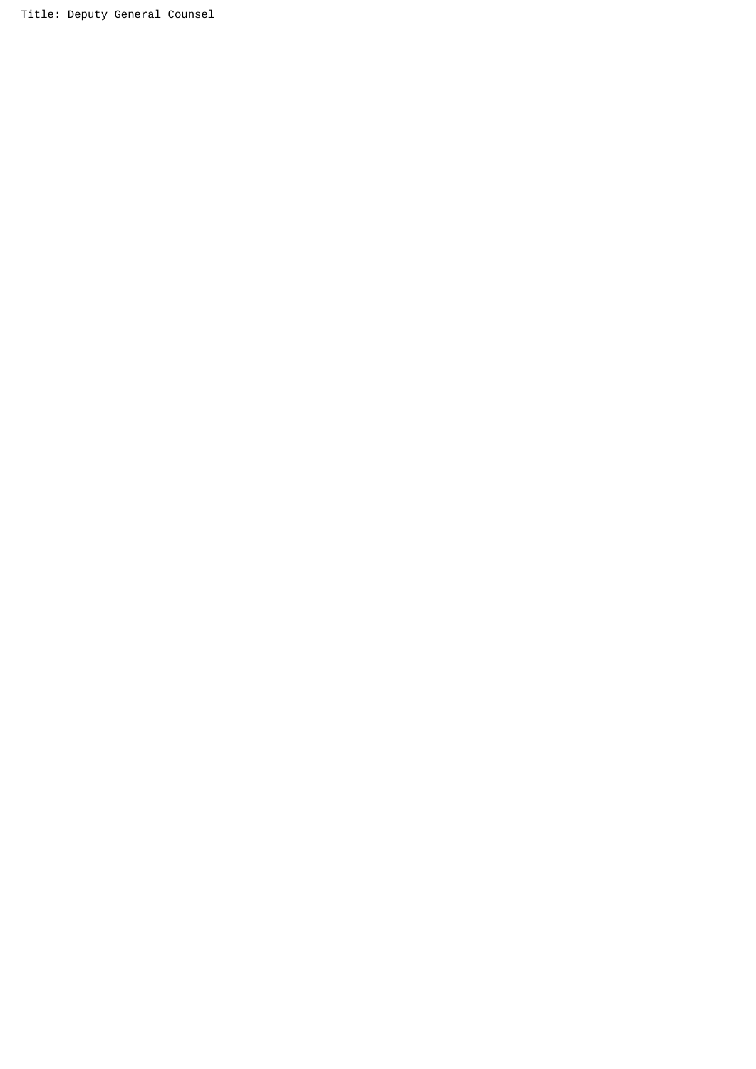Title: Deputy General Counsel